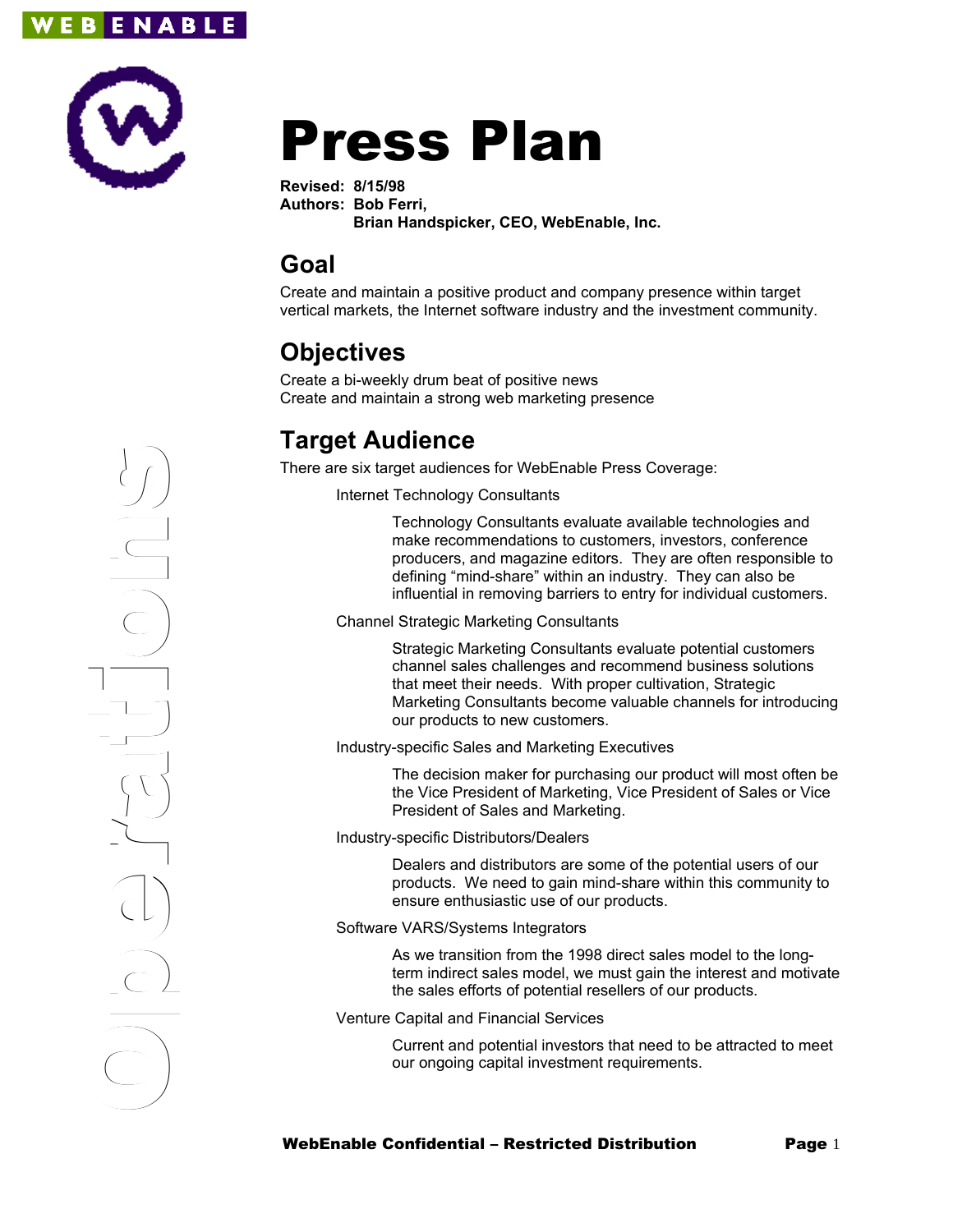# Press Plan

**Revised: 8/15/98**
**Authors: Bob Ferri,**
**Brian Handspicker, CEO, WebEnable, Inc.**

## Goal

Create and maintain a positive product and company presence within target vertical markets, the Internet software industry and the investment community.

## Objectives

Create a bi-weekly drum beat of positive news
Create and maintain a strong web marketing presence

## Target Audience

There are six target audiences for WebEnable Press Coverage:

Internet Technology Consultants

> Technology Consultants evaluate available technologies and make recommendations to customers, investors, conference producers, and magazine editors. They are often responsible to defining "mind-share" within an industry. They can also be influential in removing barriers to entry for individual customers.

Channel Strategic Marketing Consultants

> Strategic Marketing Consultants evaluate potential customers channel sales challenges and recommend business solutions that meet their needs. With proper cultivation, Strategic Marketing Consultants become valuable channels for introducing our products to new customers.

Industry-specific Sales and Marketing Executives

> The decision maker for purchasing our product will most often be the Vice President of Marketing, Vice President of Sales or Vice President of Sales and Marketing.

Industry-specific Distributors/Dealers

> Dealers and distributors are some of the potential users of our products. We need to gain mind-share within this community to ensure enthusiastic use of our products.

Software VARS/Systems Integrators

> As we transition from the 1998 direct sales model to the long-term indirect sales model, we must gain the interest and motivate the sales efforts of potential resellers of our products.

Venture Capital and Financial Services

> Current and potential investors that need to be attracted to meet our ongoing capital investment requirements.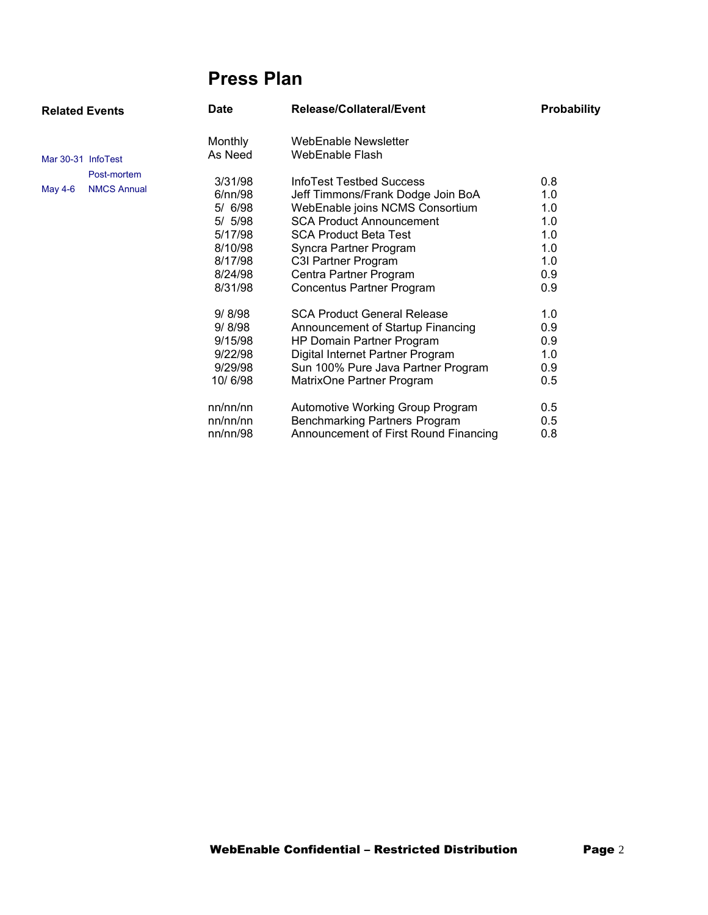# Press Plan

| Related Events | Date | Release/Collateral/Event | Probability |
|---|---|---|---|
| | Monthly | WebEnable Newsletter | |
| Mar 30-31 InfoTest Post-mortem | As Need | WebEnable Flash | |
| May 4-6 NMCS Annual | 3/31/98 | InfoTest Testbed Success | 0.8 |
| | 6/nn/98 | Jeff Timmons/Frank Dodge Join BoA | 1.0 |
| | 5/ 6/98 | WebEnable joins NCMS Consortium | 1.0 |
| | 5/ 5/98 | SCA Product Announcement | 1.0 |
| | 5/17/98 | SCA Product Beta Test | 1.0 |
| | 8/10/98 | Syncra Partner Program | 1.0 |
| | 8/17/98 | C3I Partner Program | 1.0 |
| | 8/24/98 | Centra Partner Program | 0.9 |
| | 8/31/98 | Concentus Partner Program | 0.9 |
| | 9/ 8/98 | SCA Product General Release | 1.0 |
| | 9/ 8/98 | Announcement of Startup Financing | 0.9 |
| | 9/15/98 | HP Domain Partner Program | 0.9 |
| | 9/22/98 | Digital Internet Partner Program | 1.0 |
| | 9/29/98 | Sun 100% Pure Java Partner Program | 0.9 |
| | 10/ 6/98 | MatrixOne Partner Program | 0.5 |
| | nn/nn/nn | Automotive Working Group Program | 0.5 |
| | nn/nn/nn | Benchmarking Partners Program | 0.5 |
| | nn/nn/98 | Announcement of First Round Financing | 0.8 |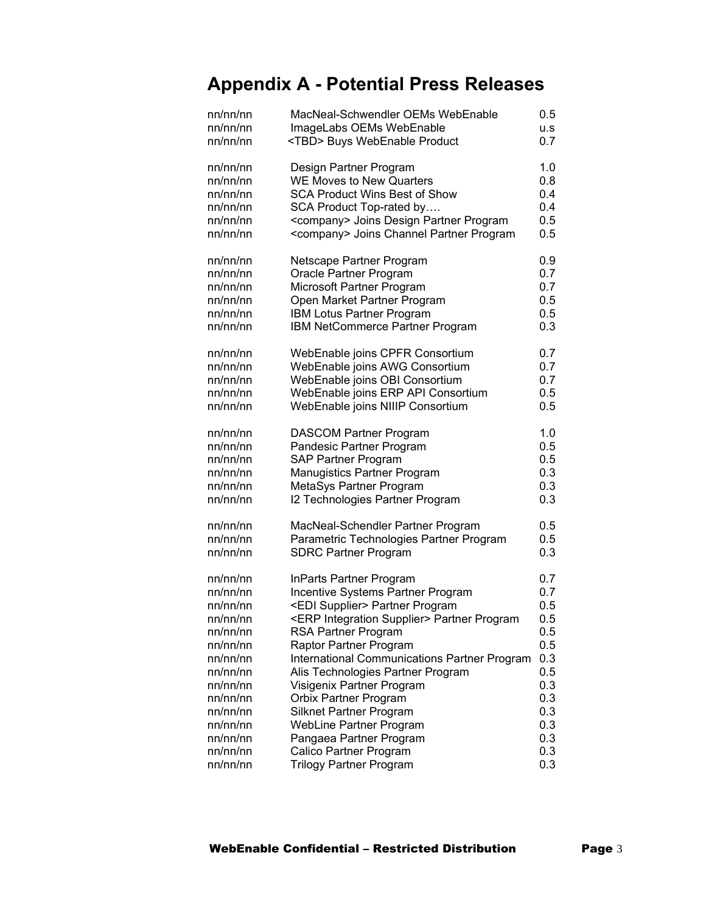# Appendix A - Potential Press Releases

| | | |
|---|---|---|
| nn/nn/nn | MacNeal-Schwendler OEMs WebEnable | 0.5 |
| nn/nn/nn | ImageLabs OEMs WebEnable | u.s |
| nn/nn/nn | <TBD> Buys WebEnable Product | 0.7 |
| | | |
| nn/nn/nn | Design Partner Program | 1.0 |
| nn/nn/nn | WE Moves to New Quarters | 0.8 |
| nn/nn/nn | SCA Product Wins Best of Show | 0.4 |
| nn/nn/nn | SCA Product Top-rated by…. | 0.4 |
| nn/nn/nn | <company> Joins Design Partner Program | 0.5 |
| nn/nn/nn | <company> Joins Channel Partner Program | 0.5 |
| | | |
| nn/nn/nn | Netscape Partner Program | 0.9 |
| nn/nn/nn | Oracle Partner Program | 0.7 |
| nn/nn/nn | Microsoft Partner Program | 0.7 |
| nn/nn/nn | Open Market Partner Program | 0.5 |
| nn/nn/nn | IBM Lotus Partner Program | 0.5 |
| nn/nn/nn | IBM NetCommerce Partner Program | 0.3 |
| | | |
| nn/nn/nn | WebEnable joins CPFR Consortium | 0.7 |
| nn/nn/nn | WebEnable joins AWG Consortium | 0.7 |
| nn/nn/nn | WebEnable joins OBI Consortium | 0.7 |
| nn/nn/nn | WebEnable joins ERP API Consortium | 0.5 |
| nn/nn/nn | WebEnable joins NIIIP Consortium | 0.5 |
| | | |
| nn/nn/nn | DASCOM Partner Program | 1.0 |
| nn/nn/nn | Pandesic Partner Program | 0.5 |
| nn/nn/nn | SAP Partner Program | 0.5 |
| nn/nn/nn | Manugistics Partner Program | 0.3 |
| nn/nn/nn | MetaSys Partner Program | 0.3 |
| nn/nn/nn | I2 Technologies Partner Program | 0.3 |
| | | |
| nn/nn/nn | MacNeal-Schendler Partner Program | 0.5 |
| nn/nn/nn | Parametric Technologies Partner Program | 0.5 |
| nn/nn/nn | SDRC Partner Program | 0.3 |
| | | |
| nn/nn/nn | InParts Partner Program | 0.7 |
| nn/nn/nn | Incentive Systems Partner Program | 0.7 |
| nn/nn/nn | <EDI Supplier> Partner Program | 0.5 |
| nn/nn/nn | <ERP Integration Supplier> Partner Program | 0.5 |
| nn/nn/nn | RSA Partner Program | 0.5 |
| nn/nn/nn | Raptor Partner Program | 0.5 |
| nn/nn/nn | International Communications Partner Program | 0.3 |
| nn/nn/nn | Alis Technologies Partner Program | 0.5 |
| nn/nn/nn | Visigenix Partner Program | 0.3 |
| nn/nn/nn | Orbix Partner Program | 0.3 |
| nn/nn/nn | Silknet Partner Program | 0.3 |
| nn/nn/nn | WebLine Partner Program | 0.3 |
| nn/nn/nn | Pangaea Partner Program | 0.3 |
| nn/nn/nn | Calico Partner Program | 0.3 |
| nn/nn/nn | Trilogy Partner Program | 0.3 |

**WebEnable Confidential – Restricted Distribution**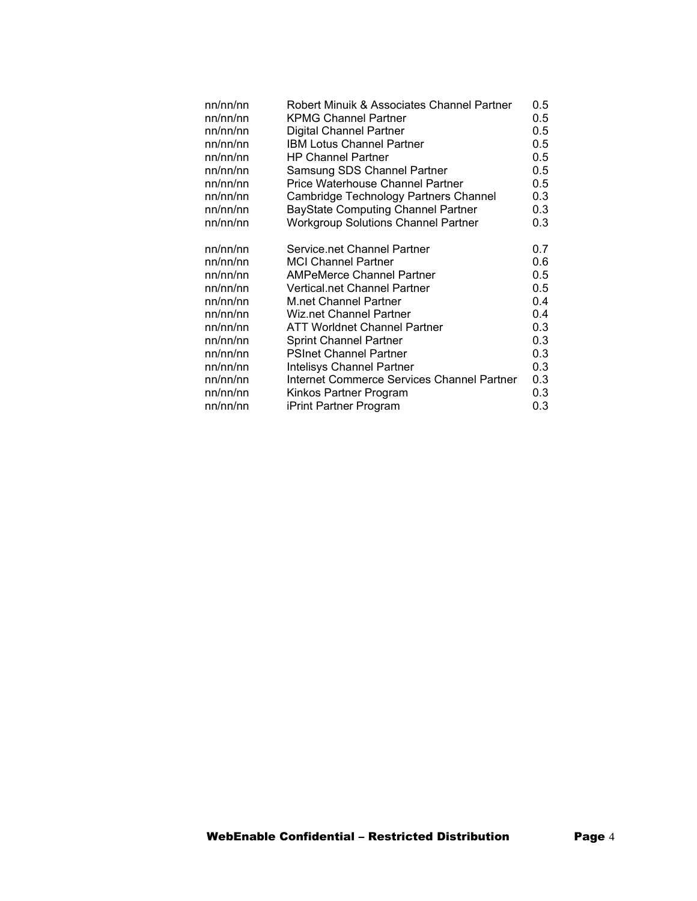| | | |
|---|---|---|
| nn/nn/nn | Robert Minuik & Associates Channel Partner | 0.5 |
| nn/nn/nn | KPMG Channel Partner | 0.5 |
| nn/nn/nn | Digital Channel Partner | 0.5 |
| nn/nn/nn | IBM Lotus Channel Partner | 0.5 |
| nn/nn/nn | HP Channel Partner | 0.5 |
| nn/nn/nn | Samsung SDS Channel Partner | 0.5 |
| nn/nn/nn | Price Waterhouse Channel Partner | 0.5 |
| nn/nn/nn | Cambridge Technology Partners Channel | 0.3 |
| nn/nn/nn | BayState Computing Channel Partner | 0.3 |
| nn/nn/nn | Workgroup Solutions Channel Partner | 0.3 |
| | | |
| nn/nn/nn | Service.net Channel Partner | 0.7 |
| nn/nn/nn | MCI Channel Partner | 0.6 |
| nn/nn/nn | AMPeMerce Channel Partner | 0.5 |
| nn/nn/nn | Vertical.net Channel Partner | 0.5 |
| nn/nn/nn | M.net Channel Partner | 0.4 |
| nn/nn/nn | Wiz.net Channel Partner | 0.4 |
| nn/nn/nn | ATT Worldnet Channel Partner | 0.3 |
| nn/nn/nn | Sprint Channel Partner | 0.3 |
| nn/nn/nn | PSInet Channel Partner | 0.3 |
| nn/nn/nn | Intelisys Channel Partner | 0.3 |
| nn/nn/nn | Internet Commerce Services Channel Partner | 0.3 |
| nn/nn/nn | Kinkos Partner Program | 0.3 |
| nn/nn/nn | iPrint Partner Program | 0.3 |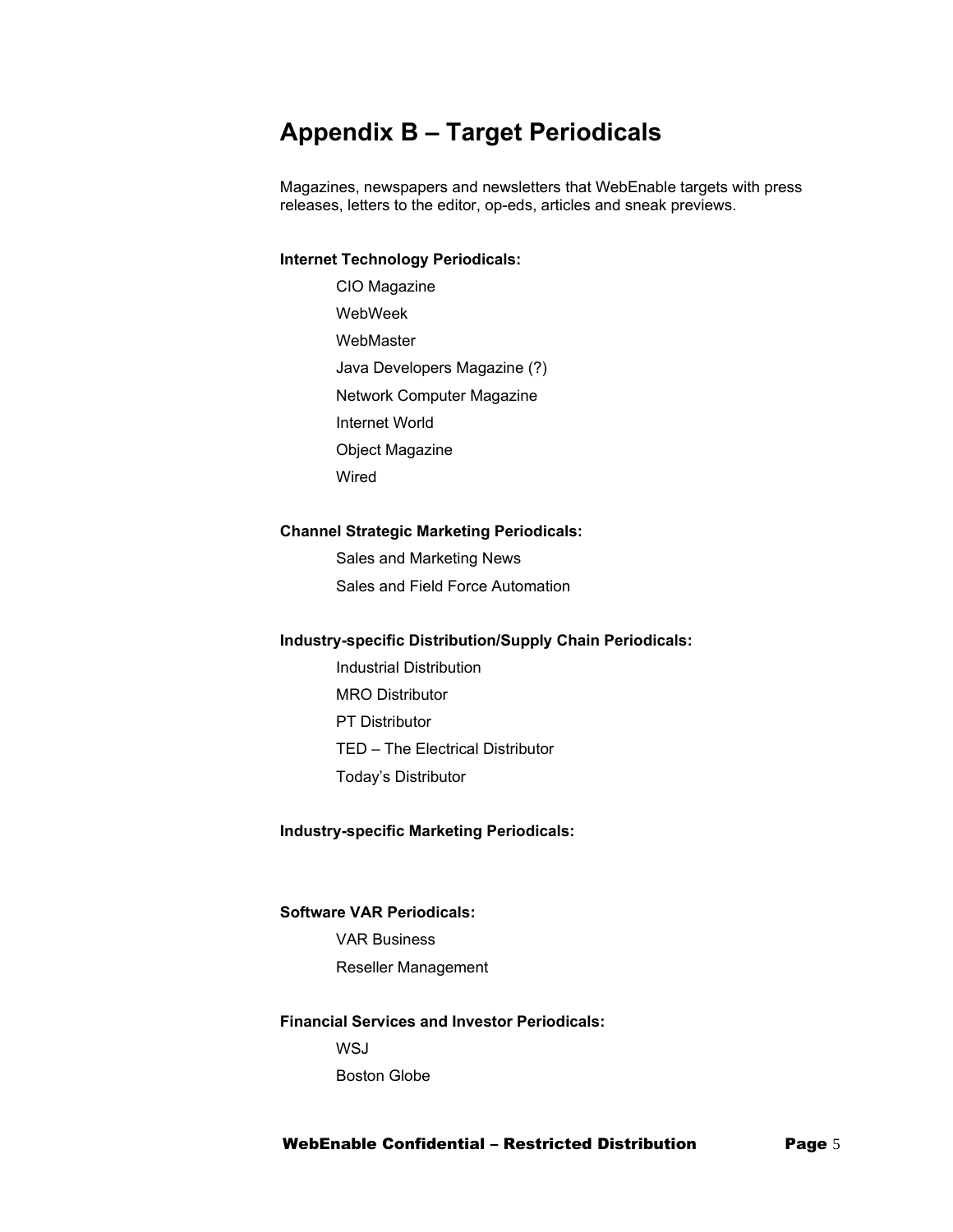# Appendix B – Target Periodicals

Magazines, newspapers and newsletters that WebEnable targets with press releases, letters to the editor, op-eds, articles and sneak previews.

**Internet Technology Periodicals:**

- CIO Magazine
- WebWeek
- WebMaster
- Java Developers Magazine (?)
- Network Computer Magazine
- Internet World
- Object Magazine
- Wired

**Channel Strategic Marketing Periodicals:**

- Sales and Marketing News
- Sales and Field Force Automation

**Industry-specific Distribution/Supply Chain Periodicals:**

- Industrial Distribution
- MRO Distributor
- PT Distributor
- TED – The Electrical Distributor
- Today's Distributor

**Industry-specific Marketing Periodicals:**

**Software VAR Periodicals:**

- VAR Business
- Reseller Management

**Financial Services and Investor Periodicals:**

- WSJ
- Boston Globe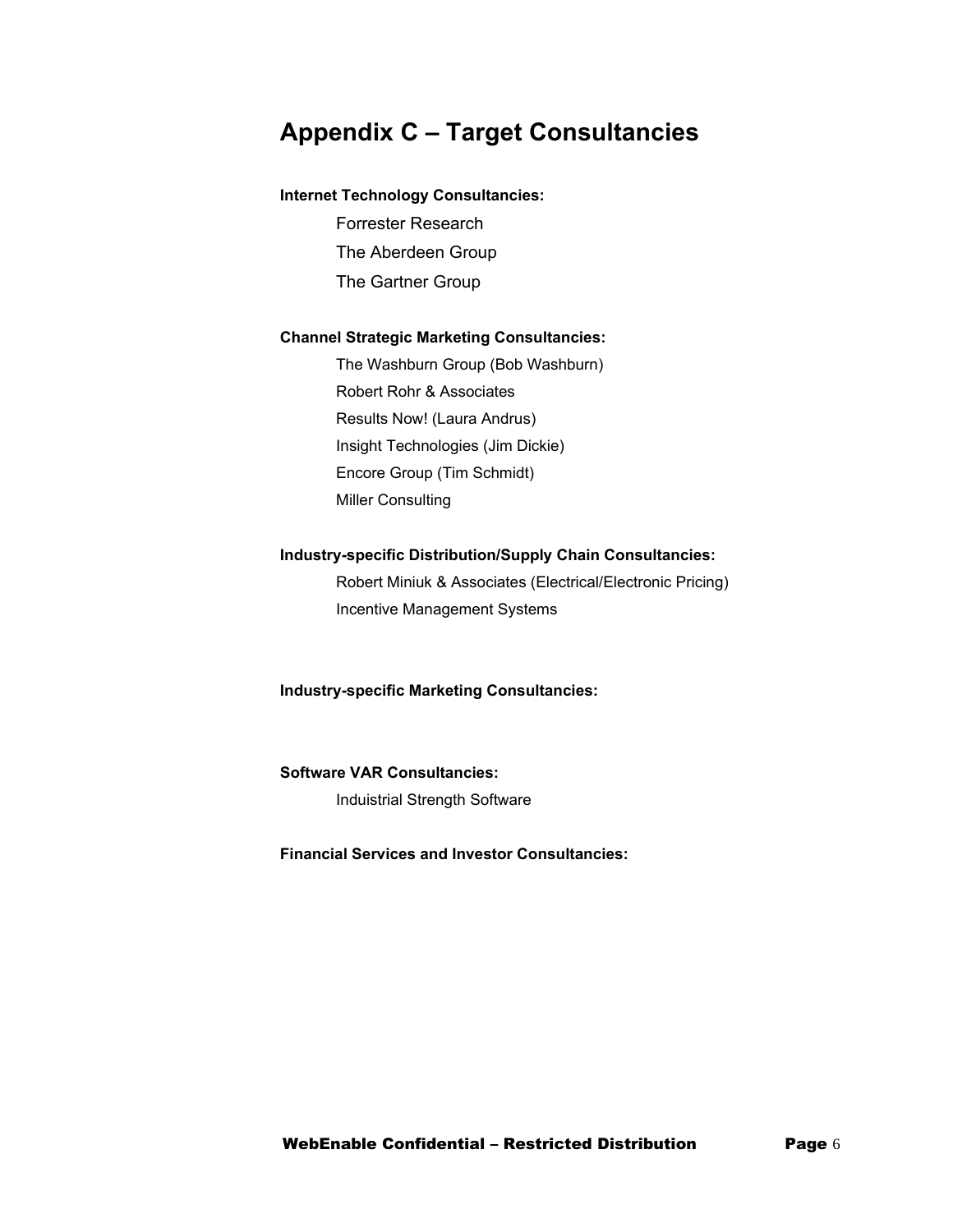# Appendix C – Target Consultancies

**Internet Technology Consultancies:**

- Forrester Research
- The Aberdeen Group
- The Gartner Group

**Channel Strategic Marketing Consultancies:**

- The Washburn Group (Bob Washburn)
- Robert Rohr & Associates
- Results Now! (Laura Andrus)
- Insight Technologies (Jim Dickie)
- Encore Group (Tim Schmidt)
- Miller Consulting

**Industry-specific Distribution/Supply Chain Consultancies:**

- Robert Miniuk & Associates (Electrical/Electronic Pricing)
- Incentive Management Systems

**Industry-specific Marketing Consultancies:**

**Software VAR Consultancies:**

- Induistrial Strength Software

**Financial Services and Investor Consultancies:**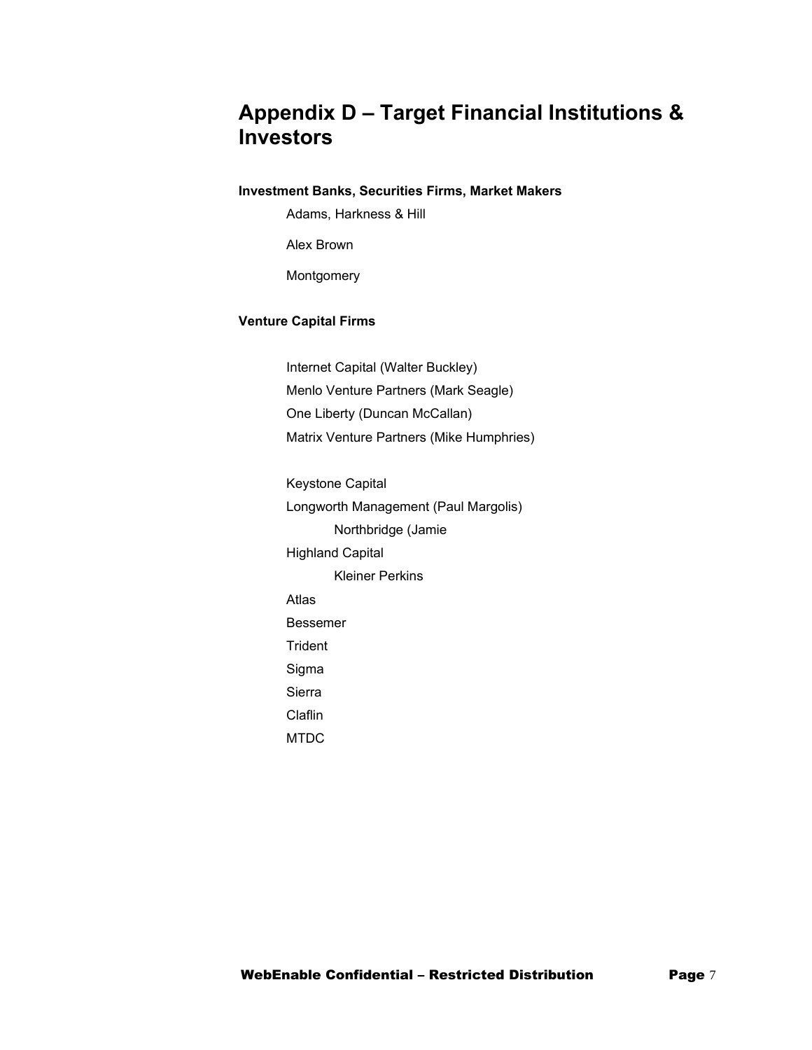# Appendix D – Target Financial Institutions & Investors

**Investment Banks, Securities Firms, Market Makers**

Adams, Harkness & Hill

Alex Brown

Montgomery

**Venture Capital Firms**

Internet Capital (Walter Buckley)
Menlo Venture Partners (Mark Seagle)
One Liberty (Duncan McCallan)
Matrix Venture Partners (Mike Humphries)

Keystone Capital
Longworth Management (Paul Margolis)
    Northbridge (Jamie
Highland Capital
    Kleiner Perkins
Atlas
Bessemer
Trident
Sigma
Sierra
Claflin
MTDC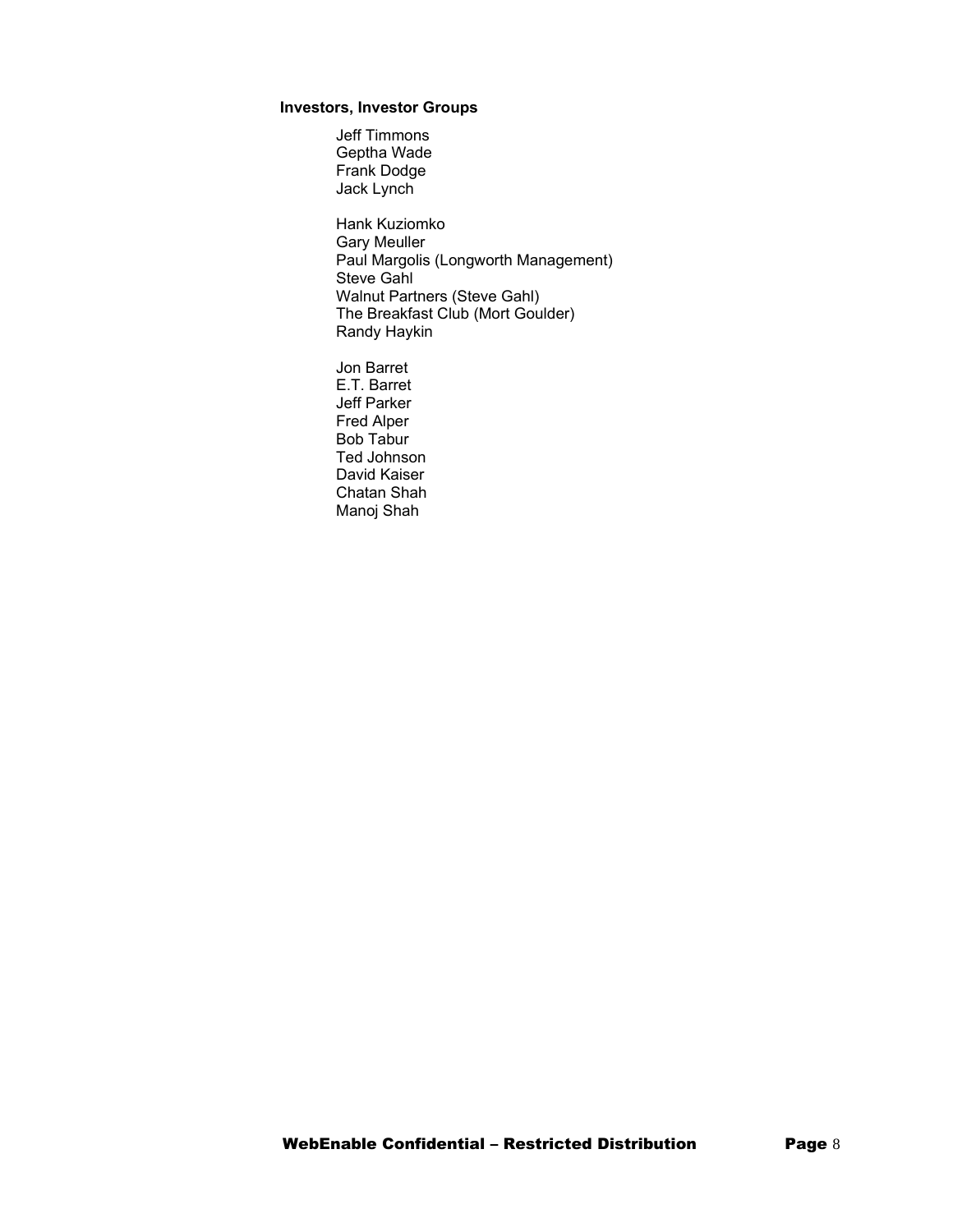**Investors, Investor Groups**

Jeff Timmons
Geptha Wade
Frank Dodge
Jack Lynch

Hank Kuziomko
Gary Meuller
Paul Margolis (Longworth Management)
Steve Gahl
Walnut Partners (Steve Gahl)
The Breakfast Club (Mort Goulder)
Randy Haykin

Jon Barret
E.T. Barret
Jeff Parker
Fred Alper
Bob Tabur
Ted Johnson
David Kaiser
Chatan Shah
Manoj Shah